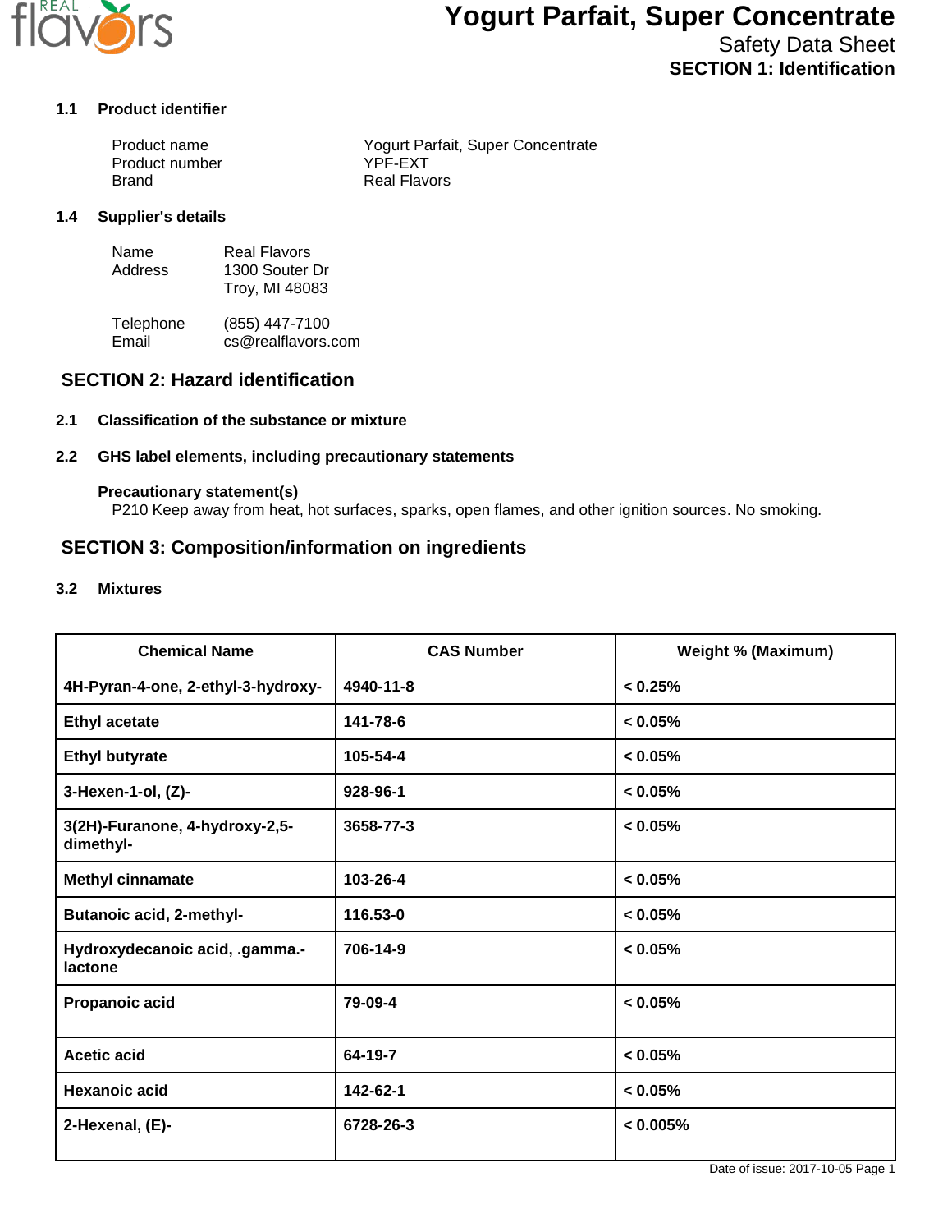# Yogurt Parfait, Super Concentrate

Safety Data Sheet

## SECTION 1: Identification

### 1.1 Product identifier

| | |
|---|---|
| Product name | Yogurt Parfait, Super Concentrate |
| Product number | YPF-EXT |
| Brand | Real Flavors |

### 1.4 Supplier's details

| | |
|---|---|
| Name | Real Flavors |
| Address | 1300 Souter Dr<br>Troy, MI 48083 |
| Telephone | (855) 447-7100 |
| Email | cs@realflavors.com |

## SECTION 2: Hazard identification

### 2.1 Classification of the substance or mixture

### 2.2 GHS label elements, including precautionary statements

**Precautionary statement(s)**

P210 Keep away from heat, hot surfaces, sparks, open flames, and other ignition sources. No smoking.

## SECTION 3: Composition/information on ingredients

### 3.2 Mixtures

| Chemical Name | CAS Number | Weight % (Maximum) |
|---|---|---|
| **4H-Pyran-4-one, 2-ethyl-3-hydroxy-** | **4940-11-8** | **< 0.25%** |
| **Ethyl acetate** | **141-78-6** | **< 0.05%** |
| **Ethyl butyrate** | **105-54-4** | **< 0.05%** |
| **3-Hexen-1-ol, (Z)-** | **928-96-1** | **< 0.05%** |
| **3(2H)-Furanone, 4-hydroxy-2,5-dimethyl-** | **3658-77-3** | **< 0.05%** |
| **Methyl cinnamate** | **103-26-4** | **< 0.05%** |
| **Butanoic acid, 2-methyl-** | **116.53-0** | **< 0.05%** |
| **Hydroxydecanoic acid, .gamma.-lactone** | **706-14-9** | **< 0.05%** |
| **Propanoic acid** | **79-09-4** | **< 0.05%** |
| **Acetic acid** | **64-19-7** | **< 0.05%** |
| **Hexanoic acid** | **142-62-1** | **< 0.05%** |
| **2-Hexenal, (E)-** | **6728-26-3** | **< 0.005%** |

Date of issue: 2017-10-05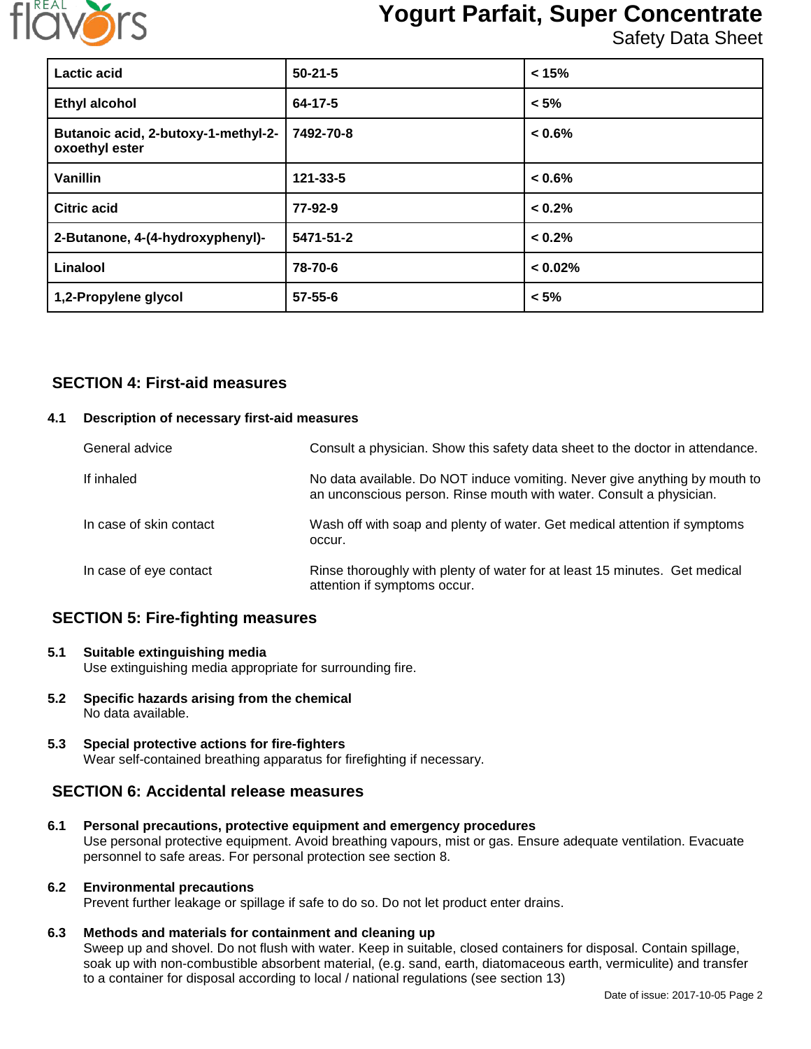| Lactic acid | 50-21-5 | < 15% |
|---|---|---|
| Ethyl alcohol | 64-17-5 | < 5% |
| Butanoic acid, 2-butoxy-1-methyl-2-oxoethyl ester | 7492-70-8 | < 0.6% |
| Vanillin | 121-33-5 | < 0.6% |
| Citric acid | 77-92-9 | < 0.2% |
| 2-Butanone, 4-(4-hydroxyphenyl)- | 5471-51-2 | < 0.2% |
| Linalool | 78-70-6 | < 0.02% |
| 1,2-Propylene glycol | 57-55-6 | < 5% |

## SECTION 4: First-aid measures

### 4.1 Description of necessary first-aid measures

| | |
|---|---|
| General advice | Consult a physician. Show this safety data sheet to the doctor in attendance. |
| If inhaled | No data available. Do NOT induce vomiting. Never give anything by mouth to an unconscious person. Rinse mouth with water. Consult a physician. |
| In case of skin contact | Wash off with soap and plenty of water. Get medical attention if symptoms occur. |
| In case of eye contact | Rinse thoroughly with plenty of water for at least 15 minutes. Get medical attention if symptoms occur. |

## SECTION 5: Fire-fighting measures

### 5.1 Suitable extinguishing media
Use extinguishing media appropriate for surrounding fire.

### 5.2 Specific hazards arising from the chemical
No data available.

### 5.3 Special protective actions for fire-fighters
Wear self-contained breathing apparatus for firefighting if necessary.

## SECTION 6: Accidental release measures

### 6.1 Personal precautions, protective equipment and emergency procedures
Use personal protective equipment. Avoid breathing vapours, mist or gas. Ensure adequate ventilation. Evacuate personnel to safe areas. For personal protection see section 8.

### 6.2 Environmental precautions
Prevent further leakage or spillage if safe to do so. Do not let product enter drains.

### 6.3 Methods and materials for containment and cleaning up
Sweep up and shovel. Do not flush with water. Keep in suitable, closed containers for disposal. Contain spillage, soak up with non-combustible absorbent material, (e.g. sand, earth, diatomaceous earth, vermiculite) and transfer to a container for disposal according to local / national regulations (see section 13)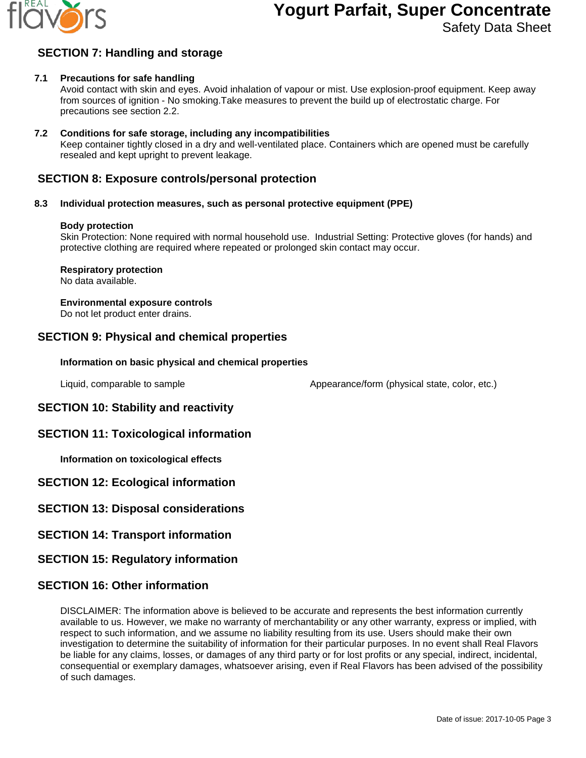## SECTION 7: Handling and storage

### 7.1 Precautions for safe handling

Avoid contact with skin and eyes. Avoid inhalation of vapour or mist. Use explosion-proof equipment. Keep away from sources of ignition - No smoking.Take measures to prevent the build up of electrostatic charge. For precautions see section 2.2.

### 7.2 Conditions for safe storage, including any incompatibilities

Keep container tightly closed in a dry and well-ventilated place. Containers which are opened must be carefully resealed and kept upright to prevent leakage.

## SECTION 8: Exposure controls/personal protection

### 8.3 Individual protection measures, such as personal protective equipment (PPE)

**Body protection**

Skin Protection: None required with normal household use. Industrial Setting: Protective gloves (for hands) and protective clothing are required where repeated or prolonged skin contact may occur.

**Respiratory protection**

No data available.

**Environmental exposure controls**

Do not let product enter drains.

## SECTION 9: Physical and chemical properties

**Information on basic physical and chemical properties**

| | |
|---|---|
| Liquid, comparable to sample | Appearance/form (physical state, color, etc.) |

## SECTION 10: Stability and reactivity

## SECTION 11: Toxicological information

**Information on toxicological effects**

## SECTION 12: Ecological information

## SECTION 13: Disposal considerations

## SECTION 14: Transport information

## SECTION 15: Regulatory information

## SECTION 16: Other information

DISCLAIMER: The information above is believed to be accurate and represents the best information currently available to us. However, we make no warranty of merchantability or any other warranty, express or implied, with respect to such information, and we assume no liability resulting from its use. Users should make their own investigation to determine the suitability of information for their particular purposes. In no event shall Real Flavors be liable for any claims, losses, or damages of any third party or for lost profits or any special, indirect, incidental, consequential or exemplary damages, whatsoever arising, even if Real Flavors has been advised of the possibility of such damages.